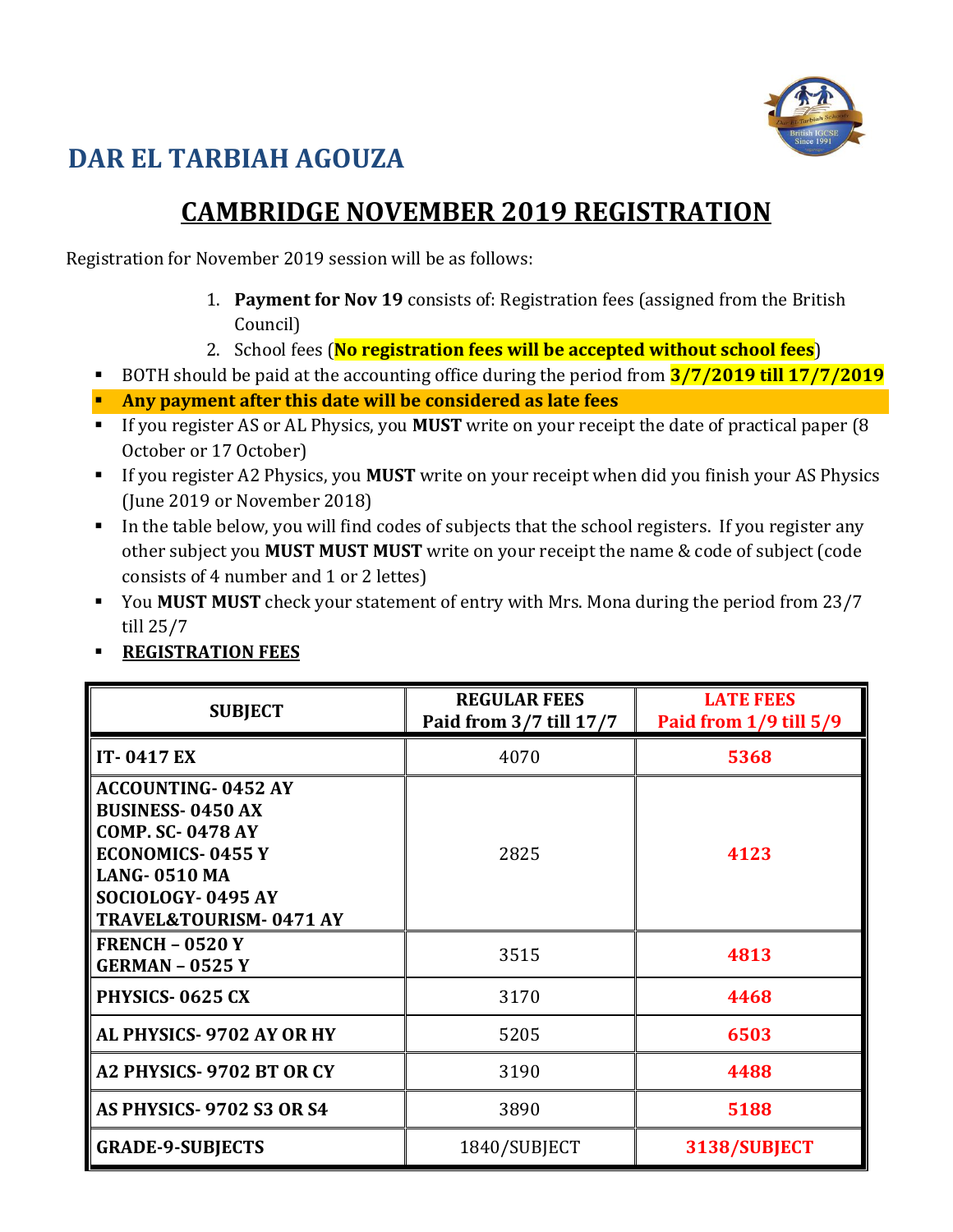# DAR EL TARBIAH AGOUZA

## CAMBRIDGE NOVEMBER 2019 REGISTRATION

Registration for November 2019 session will be as follows:

1. **Payment for Nov 19** consists of: Registration fees (assigned from the British Council)
2. School fees (**No registration fees will be accepted without school fees**)

- BOTH should be paid at the accounting office during the period from **3/7/2019 till 17/7/2019**
- **Any payment after this date will be considered as late fees**
- If you register AS or AL Physics, you **MUST** write on your receipt the date of practical paper (8 October or 17 October)
- If you register A2 Physics, you **MUST** write on your receipt when did you finish your AS Physics (June 2019 or November 2018)
- In the table below, you will find codes of subjects that the school registers. If you register any other subject you **MUST MUST MUST** write on your receipt the name & code of subject (code consists of 4 number and 1 or 2 lettes)
- You **MUST MUST** check your statement of entry with Mrs. Mona during the period from 23/7 till 25/7
- **REGISTRATION FEES**

| SUBJECT | REGULAR FEES Paid from 3/7 till 17/7 | LATE FEES Paid from 1/9 till 5/9 |
|---|---|---|
| **IT- 0417 EX** | 4070 | **5368** |
| **ACCOUNTING- 0452 AY**<br>**BUSINESS- 0450 AX**<br>**COMP. SC- 0478 AY**<br>**ECONOMICS- 0455 Y**<br>**LANG- 0510 MA**<br>**SOCIOLOGY- 0495 AY**<br>**TRAVEL&TOURISM- 0471 AY** | 2825 | **4123** |
| **FRENCH – 0520 Y**<br>**GERMAN – 0525 Y** | 3515 | **4813** |
| **PHYSICS- 0625 CX** | 3170 | **4468** |
| **AL PHYSICS- 9702 AY OR HY** | 5205 | **6503** |
| **A2 PHYSICS- 9702 BT OR CY** | 3190 | **4488** |
| **AS PHYSICS- 9702 S3 OR S4** | 3890 | **5188** |
| **GRADE-9-SUBJECTS** | 1840/SUBJECT | **3138/SUBJECT** |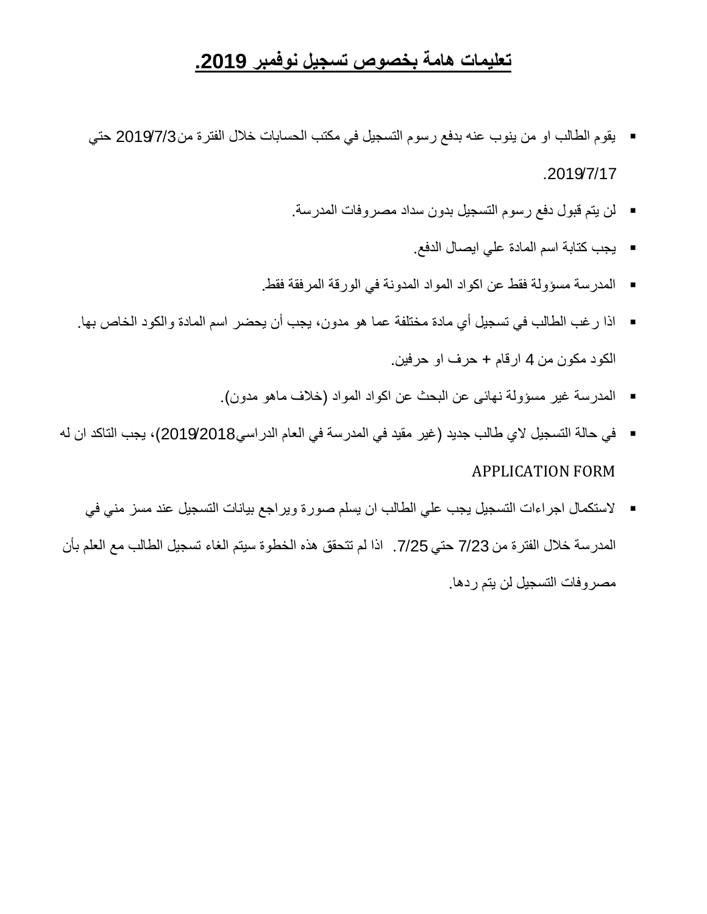# تعليمات هامة بخصوص تسجيل نوفمبر 2019.

- يقوم الطالب او من ينوب عنه بدفع رسوم التسجيل في مكتب الحسابات خلال الفترة من2019/7/3 حتي 2019/7/17.
- لن يتم قبول دفع رسوم التسجيل بدون سداد مصروفات المدرسة.
- يجب كتابة اسم المادة علي ايصال الدفع.
- المدرسة مسؤولة فقط عن اكواد المواد المدونة في الورقة المرفقة فقط.
- اذا رغب الطالب في تسجيل أي مادة مختلفة عما هو مدون، يجب أن يحضر اسم المادة والكود الخاص بها. الكود مكون من 4 ارقام + حرف او حرفين.
- المدرسة غير مسؤولة نهائى عن البحث عن اكواد المواد (خلاف ماهو مدون).
- في حالة التسجيل لاي طالب جديد (غير مقيد في المدرسة في العام الدراسي2019/2018)، يجب التاكد ان له APPLICATION FORM
- لاستكمال اجراءات التسجيل يجب علي الطالب ان يسلم صورة ويراجع بيانات التسجيل عند مسز مني في المدرسة خلال الفترة من 7/23 حتي 7/25. اذا لم تتحقق هذه الخطوة سيتم الغاء تسجيل الطالب مع العلم بأن مصروفات التسجيل لن يتم ردها.